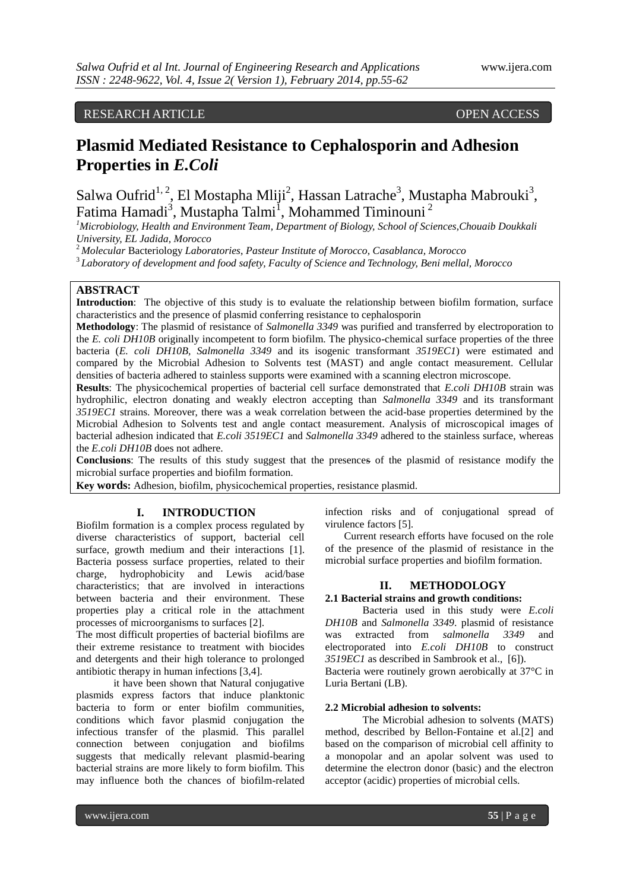RESEARCH ARTICLE OPEN ACCESS

# Plasmid Mediated Resistance to Cephalosporin and Adhesion Properties in *E.Coli*

Salwa Oufrid[1, 2], El Mostapha Mliji[2], Hassan Latrache[3], Mustapha Mabrouki[3], Fatima Hamadi[3], Mustapha Talmi[1], Mohammed Timinouni [2]

[1]*Microbiology, Health and Environment Team, Department of Biology, School of Sciences,Chouaib Doukkali University, EL Jadida, Morocco*

[2] *Molecular* Bacteriology *Laboratories, Pasteur Institute of Morocco, Casablanca, Morocco*

[3] *Laboratory of development and food safety, Faculty of Science and Technology, Beni mellal, Morocco*

## ABSTRACT

**Introduction**: The objective of this study is to evaluate the relationship between biofilm formation, surface characteristics and the presence of plasmid conferring resistance to cephalosporin

**Methodology**: The plasmid of resistance of *Salmonella 3349* was purified and transferred by electroporation to the *E. coli DH10B* originally incompetent to form biofilm. The physico-chemical surface properties of the three bacteria (*E. coli DH10B, Salmonella 3349* and its isogenic transformant *3519EC1*) were estimated and compared by the Microbial Adhesion to Solvents test (MAST) and angle contact measurement. Cellular densities of bacteria adhered to stainless supports were examined with a scanning electron microscope.

**Results**: The physicochemical properties of bacterial cell surface demonstrated that *E.coli DH10B* strain was hydrophilic, electron donating and weakly electron accepting than *Salmonella 3349* and its transformant *3519EC1* strains. Moreover, there was a weak correlation between the acid-base properties determined by the Microbial Adhesion to Solvents test and angle contact measurement. Analysis of microscopical images of bacterial adhesion indicated that *E.coli 3519EC1* and *Salmonella 3349* adhered to the stainless surface, whereas the *E.coli DH10B* does not adhere.

**Conclusions**: The results of this study suggest that the presences of the plasmid of resistance modify the microbial surface properties and biofilm formation.

**Key words:** Adhesion, biofilm, physicochemical properties, resistance plasmid.

## I. INTRODUCTION

Biofilm formation is a complex process regulated by diverse characteristics of support, bacterial cell surface, growth medium and their interactions [1]. Bacteria possess surface properties, related to their charge, hydrophobicity and Lewis acid/base characteristics; that are involved in interactions between bacteria and their environment. These properties play a critical role in the attachment processes of microorganisms to surfaces [2].

The most difficult properties of bacterial biofilms are their extreme resistance to treatment with biocides and detergents and their high tolerance to prolonged antibiotic therapy in human infections [3,4].

it have been shown that Natural conjugative plasmids express factors that induce planktonic bacteria to form or enter biofilm communities, conditions which favor plasmid conjugation the infectious transfer of the plasmid. This parallel connection between conjugation and biofilms suggests that medically relevant plasmid-bearing bacterial strains are more likely to form biofilm. This may influence both the chances of biofilm-related infection risks and of conjugational spread of virulence factors [5].

Current research efforts have focused on the role of the presence of the plasmid of resistance in the microbial surface properties and biofilm formation.

## II. METHODOLOGY

### 2.1 Bacterial strains and growth conditions:

Bacteria used in this study were *E.coli DH10B* and *Salmonella 3349*. plasmid of resistance was extracted from *salmonella 3349* and electroporated into *E.coli DH10B* to construct *3519EC1* as described in Sambrook et al., [6]).

Bacteria were routinely grown aerobically at 37°C in Luria Bertani (LB).

### 2.2 Microbial adhesion to solvents:

The Microbial adhesion to solvents (MATS) method, described by Bellon-Fontaine et al.[2] and based on the comparison of microbial cell affinity to a monopolar and an apolar solvent was used to determine the electron donor (basic) and the electron acceptor (acidic) properties of microbial cells.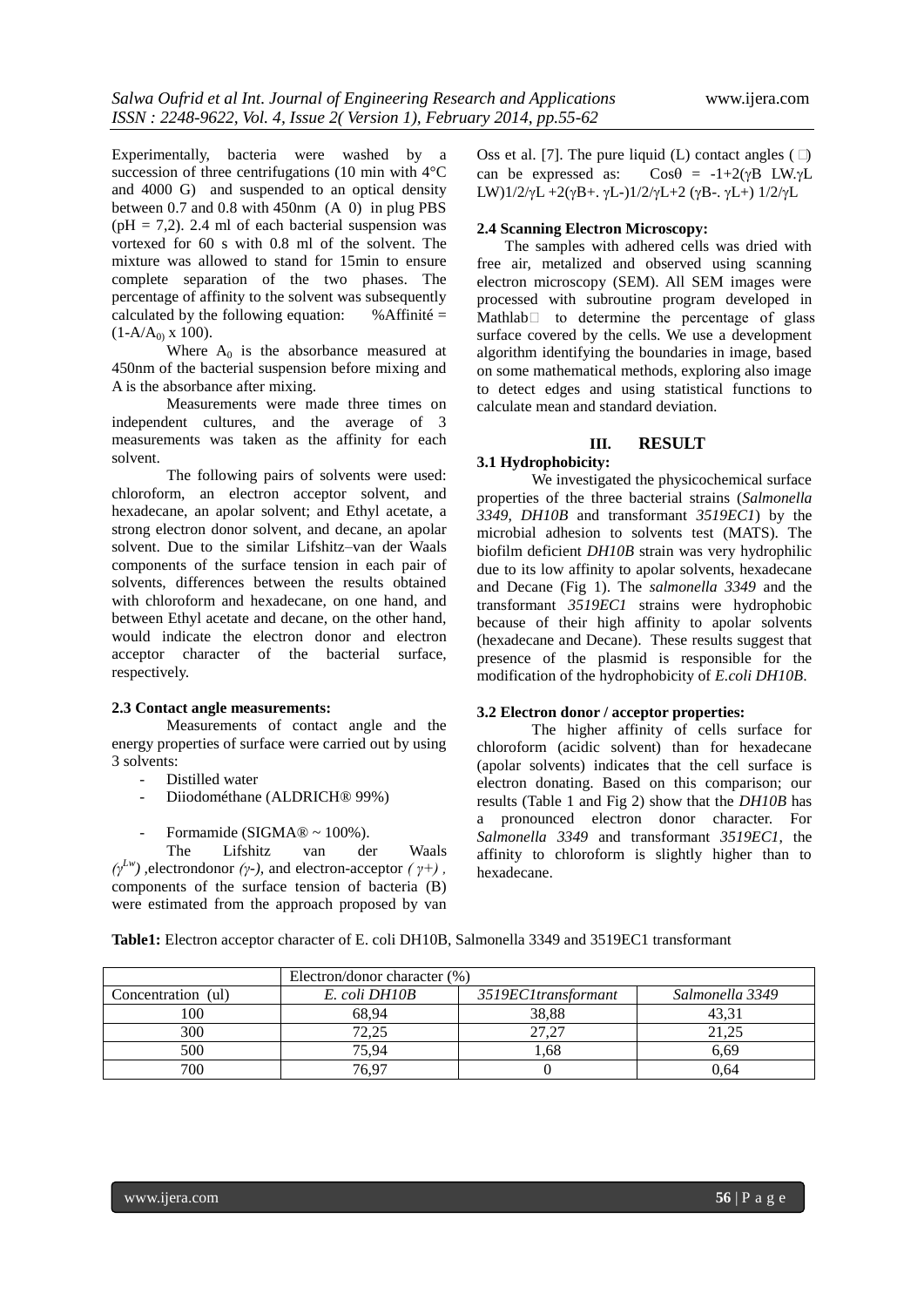Experimentally, bacteria were washed by a succession of three centrifugations (10 min with 4°C and 4000 G) and suspended to an optical density between 0.7 and 0.8 with 450nm (A 0) in plug PBS (pH = 7,2). 2.4 ml of each bacterial suspension was vortexed for 60 s with 0.8 ml of the solvent. The mixture was allowed to stand for 15min to ensure complete separation of the two phases. The percentage of affinity to the solvent was subsequently calculated by the following equation: %Affinité = $(1-A/A_0) \times 100$).

Where $A_0$ is the absorbance measured at 450nm of the bacterial suspension before mixing and A is the absorbance after mixing.

Measurements were made three times on independent cultures, and the average of 3 measurements was taken as the affinity for each solvent.

The following pairs of solvents were used: chloroform, an electron acceptor solvent, and hexadecane, an apolar solvent; and Ethyl acetate, a strong electron donor solvent, and decane, an apolar solvent. Due to the similar Lifshitz–van der Waals components of the surface tension in each pair of solvents, differences between the results obtained with chloroform and hexadecane, on one hand, and between Ethyl acetate and decane, on the other hand, would indicate the electron donor and electron acceptor character of the bacterial surface, respectively.

**2.3 Contact angle measurements:**

Measurements of contact angle and the energy properties of surface were carried out by using 3 solvents:

- Distilled water
- Diiodométhane (ALDRICH® 99%)
- Formamide (SIGMA® ~ 100%).

The Lifshitz van der Waals *($\gamma^{Lw}$)* ,electrondonor *($\gamma$-)*, and electron-acceptor *( $\gamma$+)* , components of the surface tension of bacteria (B) were estimated from the approach proposed by van Oss et al. [7]. The pure liquid (L) contact angles (θ) can be expressed as: $\cos\theta = -1+2(\gamma_B^{LW}.\gamma_L^{LW})^{1/2}/\gamma_L + 2(\gamma_B^{+}.\gamma_L^{-})^{1/2}/\gamma_L + 2(\gamma_B^{-}.\gamma_L^{+})^{1/2}/\gamma_L$

**2.4 Scanning Electron Microscopy:**

The samples with adhered cells was dried with free air, metalized and observed using scanning electron microscopy (SEM). All SEM images were processed with subroutine program developed in Mathlab to determine the percentage of glass surface covered by the cells. We use a development algorithm identifying the boundaries in image, based on some mathematical methods, exploring also image to detect edges and using statistical functions to calculate mean and standard deviation.

## III. RESULT

**3.1 Hydrophobicity:**

We investigated the physicochemical surface properties of the three bacterial strains (*Salmonella 3349*, *DH10B* and transformant *3519EC1*) by the microbial adhesion to solvents test (MATS). The biofilm deficient *DH10B* strain was very hydrophilic due to its low affinity to apolar solvents, hexadecane and Decane (Fig 1). The *salmonella 3349* and the transformant *3519EC1* strains were hydrophobic because of their high affinity to apolar solvents (hexadecane and Decane). These results suggest that presence of the plasmid is responsible for the modification of the hydrophobicity of *E.coli DH10B*.

**3.2 Electron donor / acceptor properties:**

The higher affinity of cells surface for chloroform (acidic solvent) than for hexadecane (apolar solvents) indicates that the cell surface is electron donating. Based on this comparison; our results (Table 1 and Fig 2) show that the *DH10B* has a pronounced electron donor character. For *Salmonella 3349* and transformant *3519EC1*, the affinity to chloroform is slightly higher than to hexadecane.

**Table1:** Electron acceptor character of E. coli DH10B, Salmonella 3349 and 3519EC1 transformant

| | Electron/donor character (%) | | |
|---|---|---|---|
| Concentration (ul) | *E. coli DH10B* | *3519EC1transformant* | *Salmonella 3349* |
| 100 | 68,94 | 38,88 | 43,31 |
| 300 | 72,25 | 27,27 | 21,25 |
| 500 | 75,94 | 1,68 | 6,69 |
| 700 | 76,97 | 0 | 0,64 |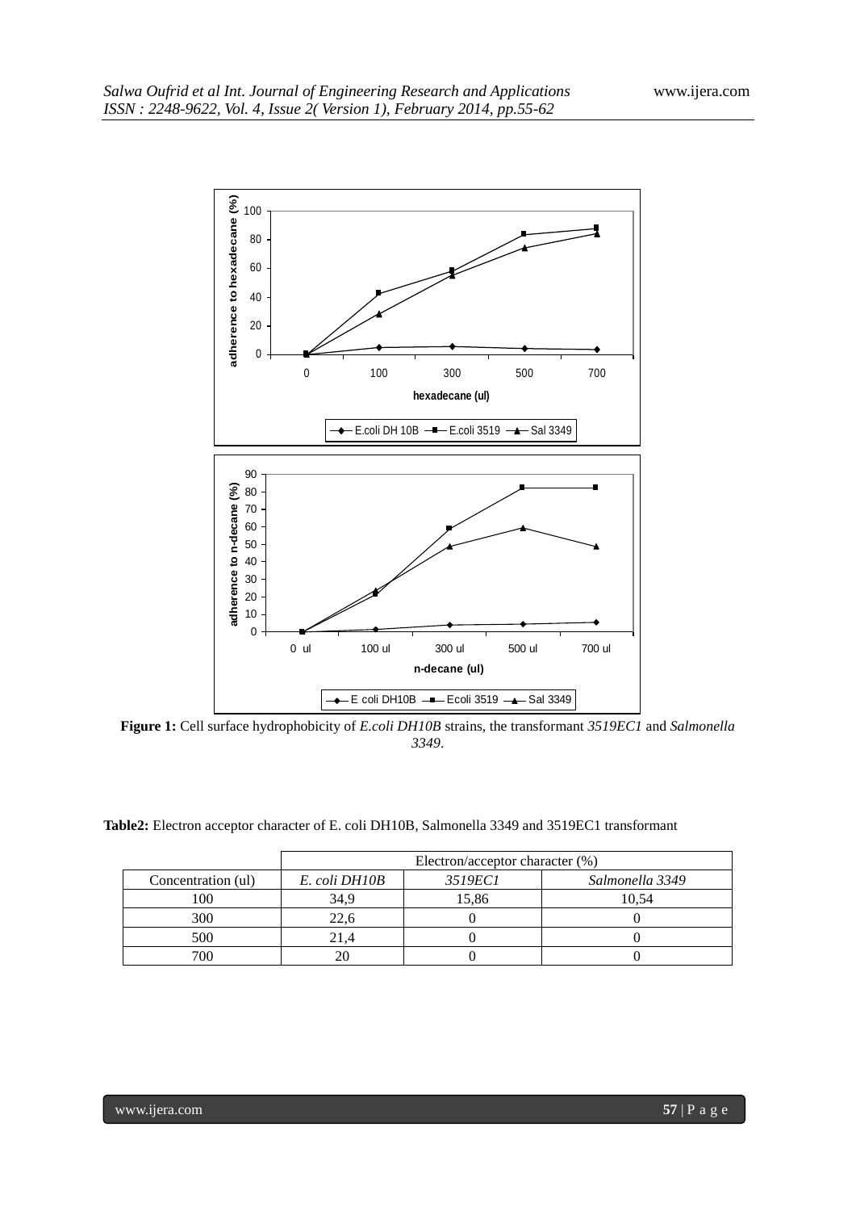**Figure 1:** Cell surface hydrophobicity of *E.coli DH10B* strains, the transformant *3519EC1* and *Salmonella 3349*.

**Table2:** Electron acceptor character of E. coli DH10B, Salmonella 3349 and 3519EC1 transformant

| | Electron/acceptor character (%) | | |
|---|---|---|---|
| Concentration (ul) | *E. coli DH10B* | *3519EC1* | *Salmonella 3349* |
| 100 | 34,9 | 15,86 | 10,54 |
| 300 | 22,6 | 0 | 0 |
| 500 | 21,4 | 0 | 0 |
| 700 | 20 | 0 | 0 |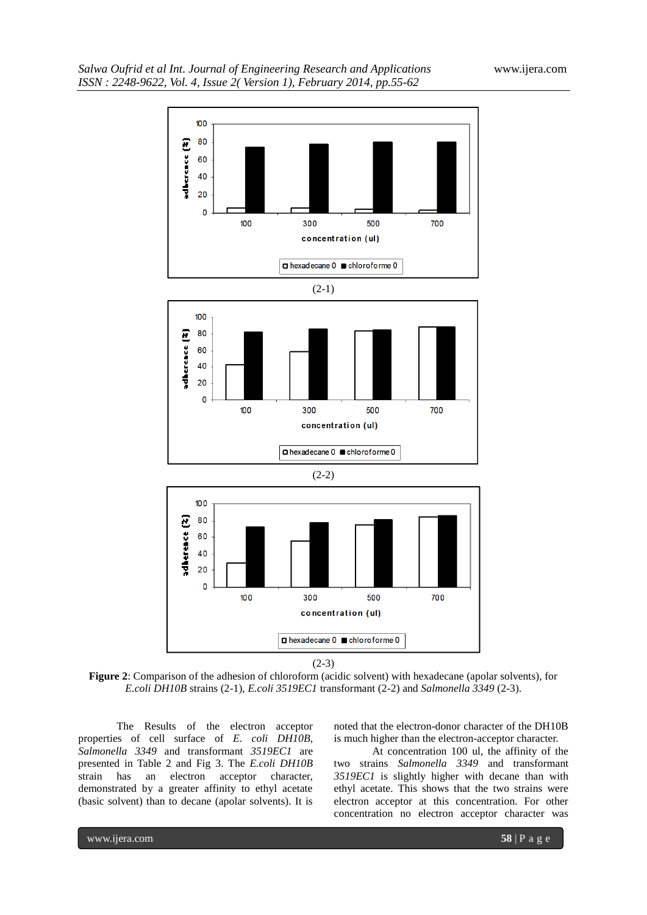(2-1)

(2-2)

(2-3)

**Figure 2**: Comparison of the adhesion of chloroform (acidic solvent) with hexadecane (apolar solvents), for *E.coli DH10B* strains (2-1), *E.coli 3519EC1* transformant (2-2) and *Salmonella 3349* (2-3).

The Results of the electron acceptor properties of cell surface of *E. coli DH10B*, *Salmonella 3349* and transformant *3519EC1* are presented in Table 2 and Fig 3. The *E.coli DH10B* strain has an electron acceptor character, demonstrated by a greater affinity to ethyl acetate (basic solvent) than to decane (apolar solvents). It is noted that the electron-donor character of the DH10B is much higher than the electron-acceptor character.

At concentration 100 ul, the affinity of the two strains *Salmonella 3349* and transformant *3519EC1* is slightly higher with decane than with ethyl acetate. This shows that the two strains were electron acceptor at this concentration. For other concentration no electron acceptor character was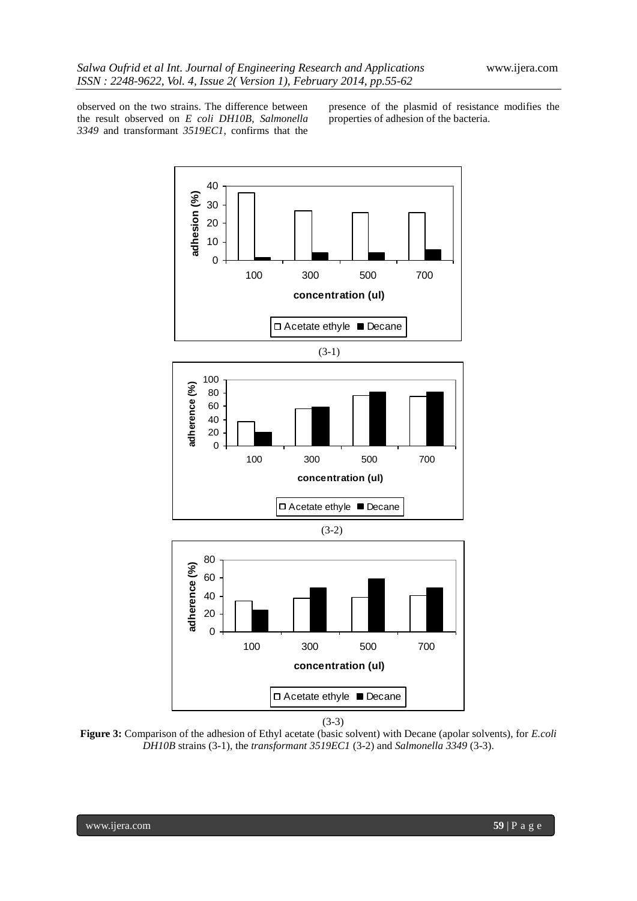observed on the two strains. The difference between the result observed on *E coli DH10B, Salmonella 3349* and transformant *3519EC1*, confirms that the presence of the plasmid of resistance modifies the properties of adhesion of the bacteria.

(3-1)

(3-2)

(3-3)

**Figure 3:** Comparison of the adhesion of Ethyl acetate (basic solvent) with Decane (apolar solvents), for *E.coli DH10B* strains (3-1), the *transformant 3519EC1* (3-2) and *Salmonella 3349* (3-3).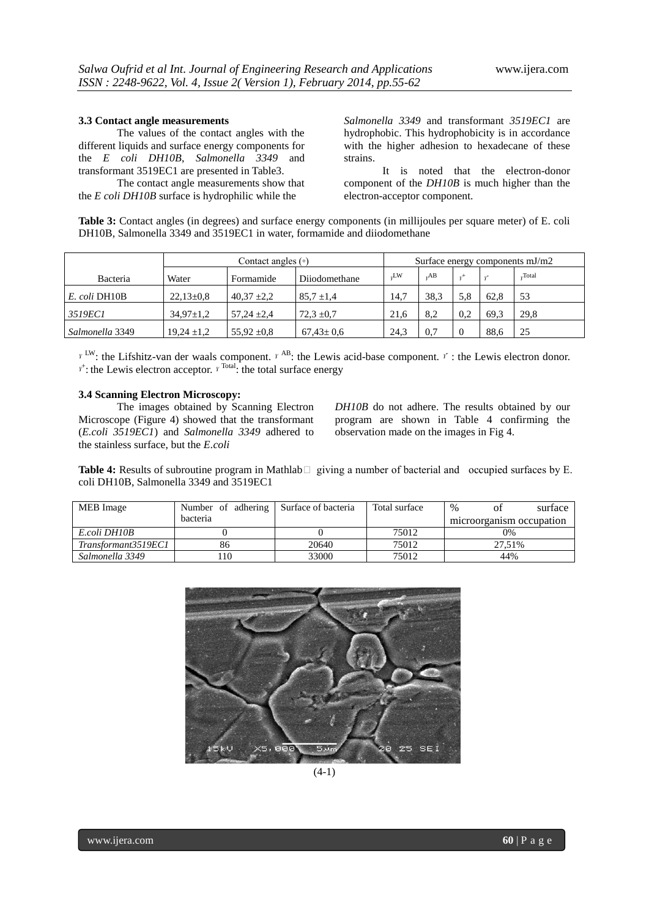### 3.3 Contact angle measurements

The values of the contact angles with the different liquids and surface energy components for the *E coli DH10B*, *Salmonella 3349* and transformant 3519EC1 are presented in Table3.

The contact angle measurements show that the *E coli DH10B* surface is hydrophilic while the *Salmonella 3349* and transformant *3519EC1* are hydrophobic. This hydrophobicity is in accordance with the higher adhesion to hexadecane of these strains.

It is noted that the electron-donor component of the *DH10B* is much higher than the electron-acceptor component.

**Table 3:** Contact angles (in degrees) and surface energy components (in millijoules per square meter) of E. coli DH10B, Salmonella 3349 and 3519EC1 in water, formamide and diiodomethane

| Bacteria | Contact angles (◦) | | | Surface energy components mJ/m2 | | | | |
|---|---|---|---|---|---|---|---|---|
| | Water | Formamide | Diiodomethane | $\gamma^{LW}$ | $\gamma^{AB}$ | $\gamma^{+}$ | $\gamma^{-}$ | $\gamma^{Total}$ |
| *E. coli* DH10B | 22,13±0,8 | 40,37 ±2,2 | 85,7 ±1,4 | 14,7 | 38,3 | 5,8 | 62,8 | 53 |
| *3519EC1* | 34,97±1,2 | 57,24 ±2,4 | 72,3 ±0,7 | 21,6 | 8,2 | 0,2 | 69,3 | 29,8 |
| *Salmonella* 3349 | 19,24 ±1,2 | 55,92 ±0,8 | 67,43± 0,6 | 24,3 | 0,7 | 0 | 88,6 | 25 |

$\gamma^{LW}$: the Lifshitz-van der waals component. $\gamma^{AB}$: the Lewis acid-base component. $\gamma^{-}$ : the Lewis electron donor. $\gamma^{+}$: the Lewis electron acceptor. $\gamma^{Total}$: the total surface energy

### 3.4 Scanning Electron Microscopy:

The images obtained by Scanning Electron Microscope (Figure 4) showed that the transformant (*E.coli 3519EC1*) and *Salmonella 3349* adhered to the stainless surface, but the *E.coli DH10B* do not adhere. The results obtained by our program are shown in Table 4 confirming the observation made on the images in Fig 4.

**Table 4:** Results of subroutine program in Mathlab giving a number of bacterial and occupied surfaces by E. coli DH10B, Salmonella 3349 and 3519EC1

| MEB Image | Number of adhering bacteria | Surface of bacteria | Total surface | % of surface microorganism occupation |
|---|---|---|---|---|
| *E.coli DH10B* | 0 | 0 | 75012 | 0% |
| *Transformant3519EC1* | 86 | 20640 | 75012 | 27,51% |
| *Salmonella 3349* | 110 | 33000 | 75012 | 44% |

(4-1)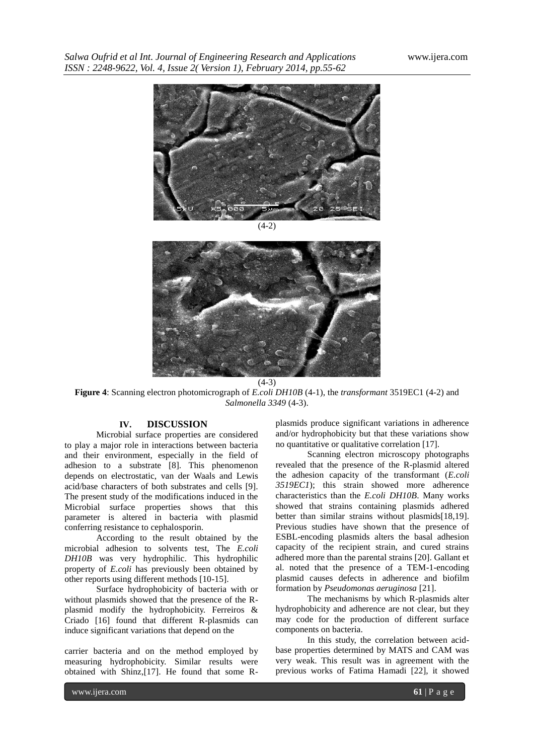(4-2)

(4-3)

**Figure 4**: Scanning electron photomicrograph of *E.coli DH10B* (4-1), the *transformant* 3519EC1 (4-2) and *Salmonella 3349* (4-3).

## IV. DISCUSSION

Microbial surface properties are considered to play a major role in interactions between bacteria and their environment, especially in the field of adhesion to a substrate [8]. This phenomenon depends on electrostatic, van der Waals and Lewis acid/base characters of both substrates and cells [9]. The present study of the modifications induced in the Microbial surface properties shows that this parameter is altered in bacteria with plasmid conferring resistance to cephalosporin.

According to the result obtained by the microbial adhesion to solvents test, The *E.coli DH10B* was very hydrophilic. This hydrophilic property of *E.coli* has previously been obtained by other reports using different methods [10-15].

Surface hydrophobicity of bacteria with or without plasmids showed that the presence of the R-plasmid modify the hydrophobicity. Ferreiros & Criado [16] found that different R-plasmids can induce significant variations that depend on the carrier bacteria and on the method employed by measuring hydrophobicity. Similar results were obtained with Shinz,[17]. He found that some R-plasmids produce significant variations in adherence and/or hydrophobicity but that these variations show no quantitative or qualitative correlation [17].

Scanning electron microscopy photographs revealed that the presence of the R-plasmid altered the adhesion capacity of the transformant (*E.coli 3519EC1*); this strain showed more adherence characteristics than the *E.coli DH10B*. Many works showed that strains containing plasmids adhered better than similar strains without plasmids[18,19]. Previous studies have shown that the presence of ESBL-encoding plasmids alters the basal adhesion capacity of the recipient strain, and cured strains adhered more than the parental strains [20]. Gallant et al. noted that the presence of a TEM-1-encoding plasmid causes defects in adherence and biofilm formation by *Pseudomonas aeruginosa* [21].

The mechanisms by which R-plasmids alter hydrophobicity and adherence are not clear, but they may code for the production of different surface components on bacteria.

In this study, the correlation between acid-base properties determined by MATS and CAM was very weak. This result was in agreement with the previous works of Fatima Hamadi [22], it showed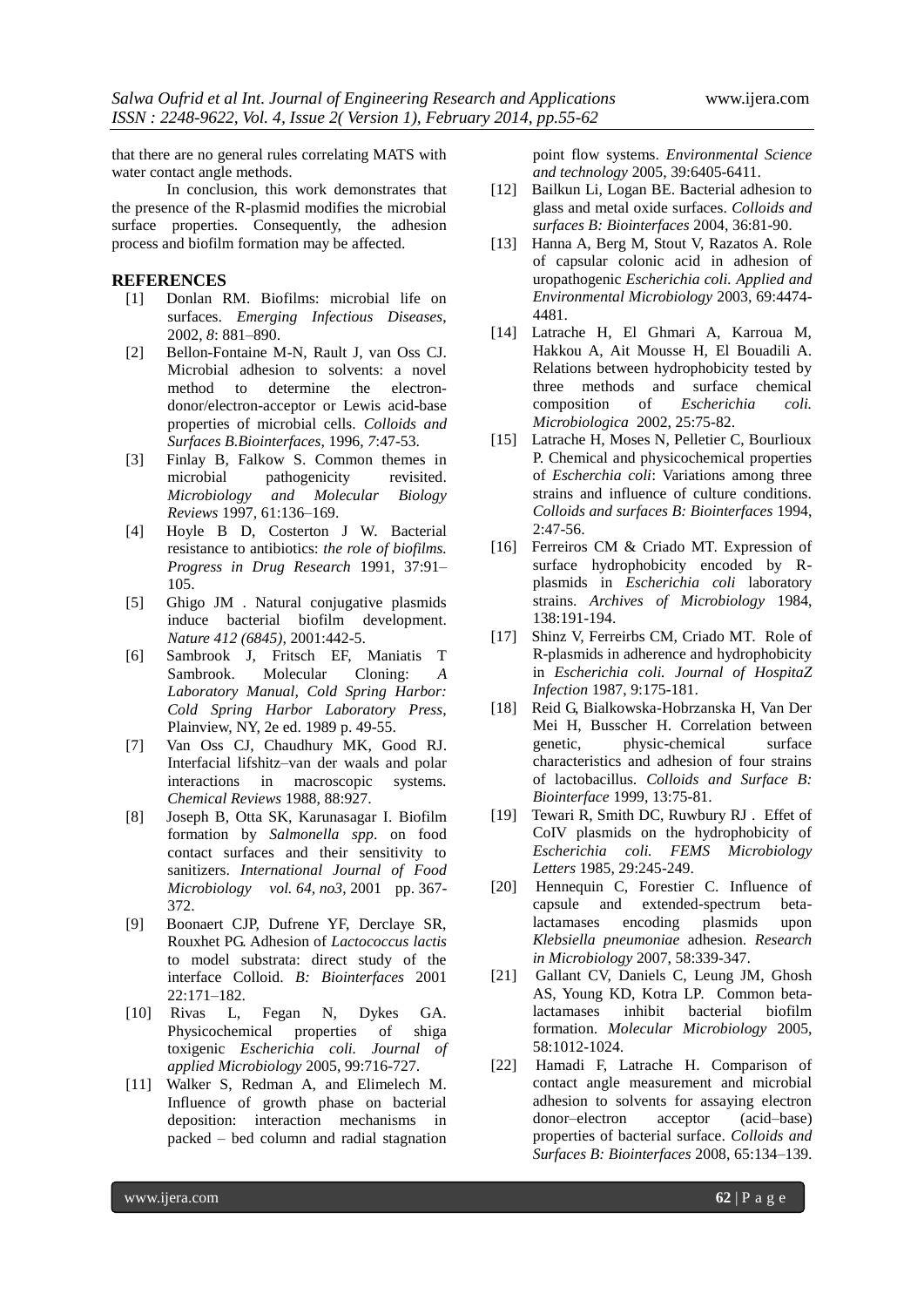that there are no general rules correlating MATS with water contact angle methods.

In conclusion, this work demonstrates that the presence of the R-plasmid modifies the microbial surface properties. Consequently, the adhesion process and biofilm formation may be affected.

## REFERENCES

[1] Donlan RM. Biofilms: microbial life on surfaces. *Emerging Infectious Diseases*, 2002, *8*: 881–890.

[2] Bellon-Fontaine M-N, Rault J, van Oss CJ. Microbial adhesion to solvents: a novel method to determine the electron-donor/electron-acceptor or Lewis acid-base properties of microbial cells. *Colloids and Surfaces B.Biointerfaces*, 1996, *7*:47-53.

[3] Finlay B, Falkow S. Common themes in microbial pathogenicity revisited. *Microbiology and Molecular Biology Reviews* 1997, 61:136–169.

[4] Hoyle B D, Costerton J W. Bacterial resistance to antibiotics: *the role of biofilms. Progress in Drug Research* 1991, 37:91–105.

[5] Ghigo JM . Natural conjugative plasmids induce bacterial biofilm development. *Nature 412 (6845)*, 2001:442-5.

[6] Sambrook J, Fritsch EF, Maniatis T Sambrook. Molecular Cloning: *A Laboratory Manual, Cold Spring Harbor: Cold Spring Harbor Laboratory Press*, Plainview, NY, 2e ed. 1989 p. 49-55.

[7] Van Oss CJ, Chaudhury MK, Good RJ. Interfacial lifshitz–van der waals and polar interactions in macroscopic systems. *Chemical Reviews* 1988, 88:927.

[8] Joseph B, Otta SK, Karunasagar I. Biofilm formation by *Salmonella spp*. on food contact surfaces and their sensitivity to sanitizers. *International Journal of Food Microbiology vol. 64, no3*, 2001 pp. 367-372.

[9] Boonaert CJP, Dufrene YF, Derclaye SR, Rouxhet PG. Adhesion of *Lactococcus lactis* to model substrata: direct study of the interface Colloid. *B: Biointerfaces* 2001 22:171–182.

[10] Rivas L, Fegan N, Dykes GA. Physicochemical properties of shiga toxigenic *Escherichia coli. Journal of applied Microbiology* 2005, 99:716-727.

[11] Walker S, Redman A, and Elimelech M. Influence of growth phase on bacterial deposition: interaction mechanisms in packed – bed column and radial stagnation point flow systems. *Environmental Science and technology* 2005, 39:6405-6411.

[12] Bailkun Li, Logan BE. Bacterial adhesion to glass and metal oxide surfaces. *Colloids and surfaces B: Biointerfaces* 2004, 36:81-90.

[13] Hanna A, Berg M, Stout V, Razatos A. Role of capsular colonic acid in adhesion of uropathogenic *Escherichia coli. Applied and Environmental Microbiology* 2003, 69:4474-4481.

[14] Latrache H, El Ghmari A, Karroua M, Hakkou A, Ait Mousse H, El Bouadili A. Relations between hydrophobicity tested by three methods and surface chemical composition of *Escherichia coli. Microbiologica* 2002, 25:75-82.

[15] Latrache H, Moses N, Pelletier C, Bourlioux P. Chemical and physicochemical properties of *Escherchia coli*: Variations among three strains and influence of culture conditions. *Colloids and surfaces B: Biointerfaces* 1994, 2:47-56.

[16] Ferreiros CM & Criado MT. Expression of surface hydrophobicity encoded by R-plasmids in *Escherichia coli* laboratory strains. *Archives of Microbiology* 1984, 138:191-194.

[17] Shinz V, Ferreirbs CM, Criado MT. Role of R-plasmids in adherence and hydrophobicity in *Escherichia coli. Journal of HospitaZ Infection* 1987, 9:175-181.

[18] Reid G, Bialkowska-Hobrzanska H, Van Der Mei H, Busscher H. Correlation between genetic, physic-chemical surface characteristics and adhesion of four strains of lactobacillus. *Colloids and Surface B: Biointerface* 1999, 13:75-81.

[19] Tewari R, Smith DC, Ruwbury RJ . Effet of CoIV plasmids on the hydrophobicity of *Escherichia coli. FEMS Microbiology Letters* 1985, 29:245-249.

[20] Hennequin C, Forestier C. Influence of capsule and extended-spectrum beta-lactamases encoding plasmids upon *Klebsiella pneumoniae* adhesion. *Research in Microbiology* 2007, 58:339-347.

[21] Gallant CV, Daniels C, Leung JM, Ghosh AS, Young KD, Kotra LP. Common beta-lactamases inhibit bacterial biofilm formation. *Molecular Microbiology* 2005, 58:1012-1024.

[22] Hamadi F, Latrache H. Comparison of contact angle measurement and microbial adhesion to solvents for assaying electron donor–electron acceptor (acid–base) properties of bacterial surface. *Colloids and Surfaces B: Biointerfaces* 2008, 65:134–139.